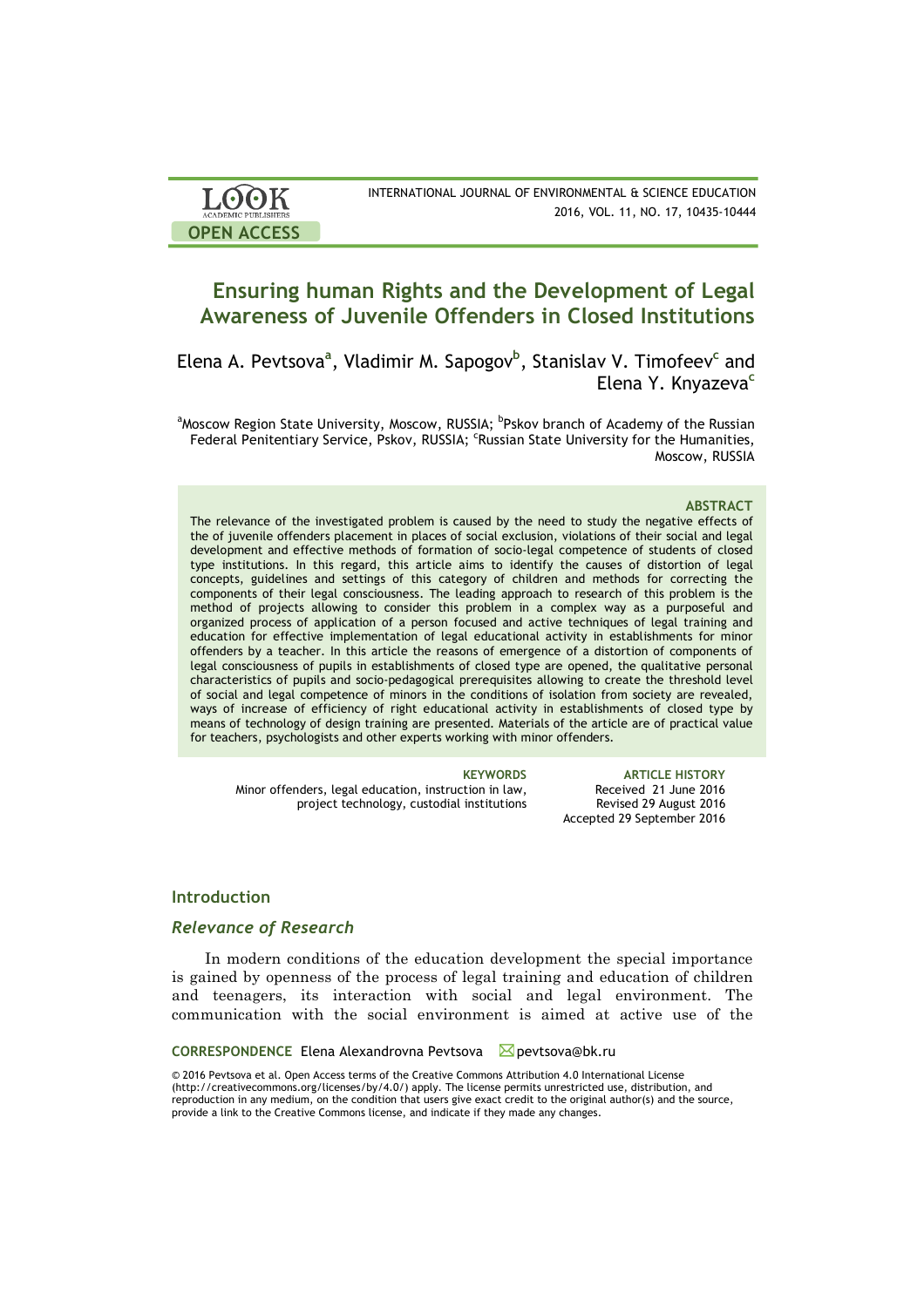# Ensuring human Rights and the Development of Legal Awareness of Juvenile Offenders in Closed Institutions

Elena A. Pevtsova[a], Vladimir M. Sapogov[b], Stanislav V. Timofeev[c] and Elena Y. Knyazeva[c]

[a]Moscow Region State University, Moscow, RUSSIA; [b]Pskov branch of Academy of the Russian Federal Penitentiary Service, Pskov, RUSSIA; [c]Russian State University for the Humanities, Moscow, RUSSIA

### ABSTRACT

The relevance of the investigated problem is caused by the need to study the negative effects of the of juvenile offenders placement in places of social exclusion, violations of their social and legal development and effective methods of formation of socio-legal competence of students of closed type institutions. In this regard, this article aims to identify the causes of distortion of legal concepts, guidelines and settings of this category of children and methods for correcting the components of their legal consciousness. The leading approach to research of this problem is the method of projects allowing to consider this problem in a complex way as a purposeful and organized process of application of a person focused and active techniques of legal training and education for effective implementation of legal educational activity in establishments for minor offenders by a teacher. In this article the reasons of emergence of a distortion of components of legal consciousness of pupils in establishments of closed type are opened, the qualitative personal characteristics of pupils and socio-pedagogical prerequisites allowing to create the threshold level of social and legal competence of minors in the conditions of isolation from society are revealed, ways of increase of efficiency of right educational activity in establishments of closed type by means of technology of design training are presented. Materials of the article are of practical value for teachers, psychologists and other experts working with minor offenders.

**KEYWORDS**
Minor offenders, legal education, instruction in law, project technology, custodial institutions

**ARTICLE HISTORY**
Received 21 June 2016
Revised 29 August 2016
Accepted 29 September 2016

## Introduction

### *Relevance of Research*

In modern conditions of the education development the special importance is gained by openness of the process of legal training and education of children and teenagers, its interaction with social and legal environment. The communication with the social environment is aimed at active use of the

**CORRESPONDENCE** Elena Alexandrovna Pevtsova ✉ pevtsova@bk.ru

© 2016 Pevtsova et al. Open Access terms of the Creative Commons Attribution 4.0 International License (http://creativecommons.org/licenses/by/4.0/) apply. The license permits unrestricted use, distribution, and reproduction in any medium, on the condition that users give exact credit to the original author(s) and the source, provide a link to the Creative Commons license, and indicate if they made any changes.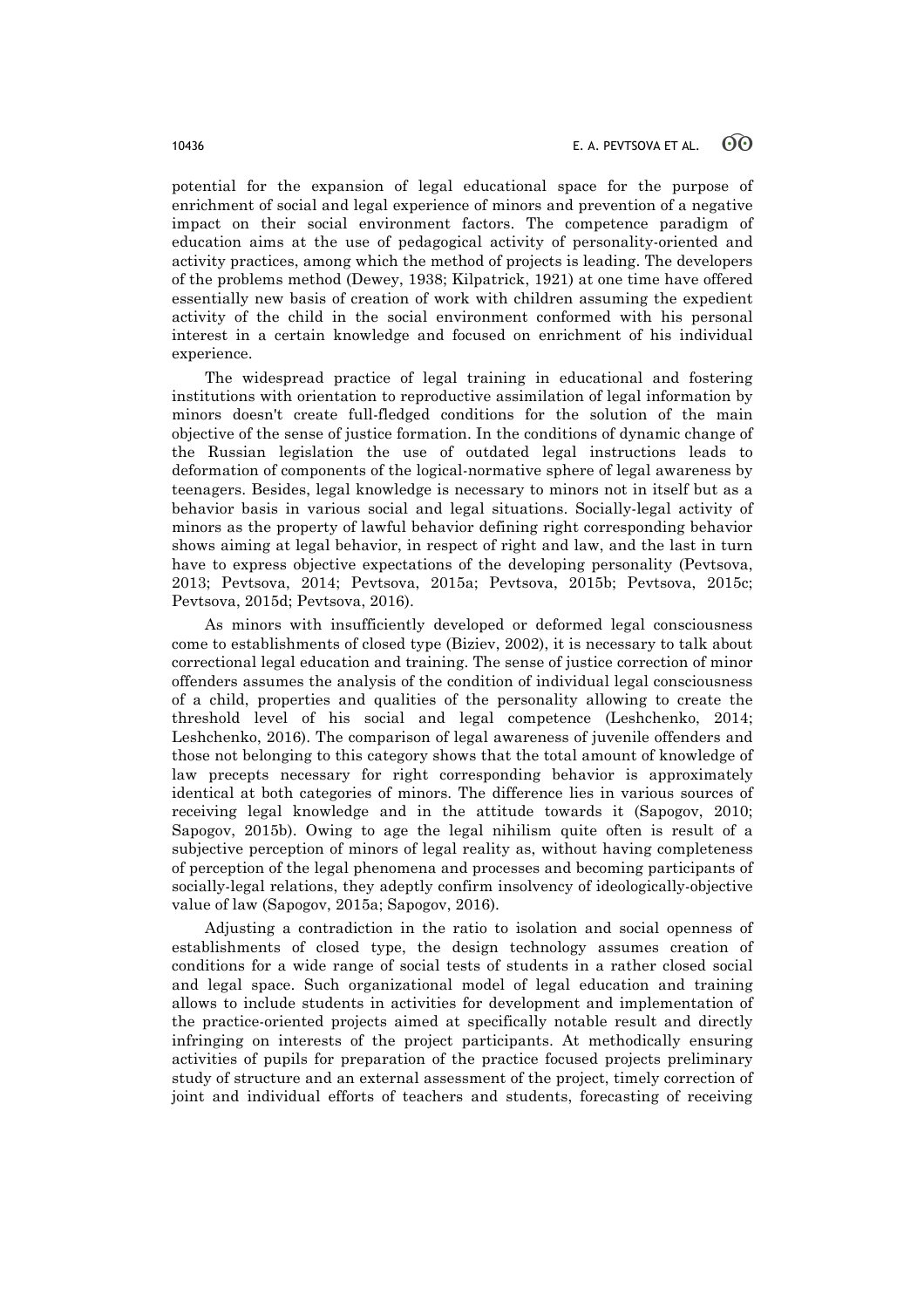potential for the expansion of legal educational space for the purpose of enrichment of social and legal experience of minors and prevention of a negative impact on their social environment factors. The competence paradigm of education aims at the use of pedagogical activity of personality-oriented and activity practices, among which the method of projects is leading. The developers of the problems method (Dewey, 1938; Kilpatrick, 1921) at one time have offered essentially new basis of creation of work with children assuming the expedient activity of the child in the social environment conformed with his personal interest in a certain knowledge and focused on enrichment of his individual experience.

The widespread practice of legal training in educational and fostering institutions with orientation to reproductive assimilation of legal information by minors doesn't create full-fledged conditions for the solution of the main objective of the sense of justice formation. In the conditions of dynamic change of the Russian legislation the use of outdated legal instructions leads to deformation of components of the logical-normative sphere of legal awareness by teenagers. Besides, legal knowledge is necessary to minors not in itself but as a behavior basis in various social and legal situations. Socially-legal activity of minors as the property of lawful behavior defining right corresponding behavior shows aiming at legal behavior, in respect of right and law, and the last in turn have to express objective expectations of the developing personality (Pevtsova, 2013; Pevtsova, 2014; Pevtsova, 2015a; Pevtsova, 2015b; Pevtsova, 2015c; Pevtsova, 2015d; Pevtsova, 2016).

As minors with insufficiently developed or deformed legal consciousness come to establishments of closed type (Biziev, 2002), it is necessary to talk about correctional legal education and training. The sense of justice correction of minor offenders assumes the analysis of the condition of individual legal consciousness of a child, properties and qualities of the personality allowing to create the threshold level of his social and legal competence (Leshchenko, 2014; Leshchenko, 2016). The comparison of legal awareness of juvenile offenders and those not belonging to this category shows that the total amount of knowledge of law precepts necessary for right corresponding behavior is approximately identical at both categories of minors. The difference lies in various sources of receiving legal knowledge and in the attitude towards it (Sapogov, 2010; Sapogov, 2015b). Owing to age the legal nihilism quite often is result of a subjective perception of minors of legal reality as, without having completeness of perception of the legal phenomena and processes and becoming participants of socially-legal relations, they adeptly confirm insolvency of ideologically-objective value of law (Sapogov, 2015a; Sapogov, 2016).

Adjusting a contradiction in the ratio to isolation and social openness of establishments of closed type, the design technology assumes creation of conditions for a wide range of social tests of students in a rather closed social and legal space. Such organizational model of legal education and training allows to include students in activities for development and implementation of the practice-oriented projects aimed at specifically notable result and directly infringing on interests of the project participants. At methodically ensuring activities of pupils for preparation of the practice focused projects preliminary study of structure and an external assessment of the project, timely correction of joint and individual efforts of teachers and students, forecasting of receiving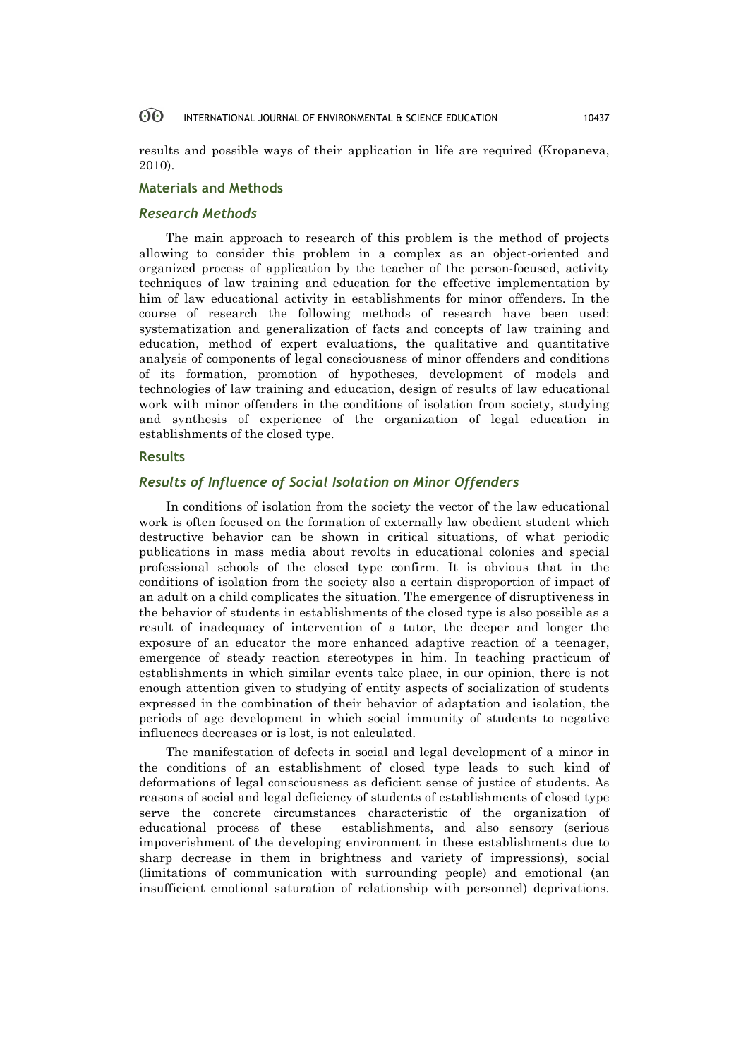results and possible ways of their application in life are required (Kropaneva, 2010).

## Materials and Methods

### *Research Methods*

The main approach to research of this problem is the method of projects allowing to consider this problem in a complex as an object-oriented and organized process of application by the teacher of the person-focused, activity techniques of law training and education for the effective implementation by him of law educational activity in establishments for minor offenders. In the course of research the following methods of research have been used: systematization and generalization of facts and concepts of law training and education, method of expert evaluations, the qualitative and quantitative analysis of components of legal consciousness of minor offenders and conditions of its formation, promotion of hypotheses, development of models and technologies of law training and education, design of results of law educational work with minor offenders in the conditions of isolation from society, studying and synthesis of experience of the organization of legal education in establishments of the closed type.

## Results

### *Results of Influence of Social Isolation on Minor Offenders*

In conditions of isolation from the society the vector of the law educational work is often focused on the formation of externally law obedient student which destructive behavior can be shown in critical situations, of what periodic publications in mass media about revolts in educational colonies and special professional schools of the closed type confirm. It is obvious that in the conditions of isolation from the society also a certain disproportion of impact of an adult on a child complicates the situation. The emergence of disruptiveness in the behavior of students in establishments of the closed type is also possible as a result of inadequacy of intervention of a tutor, the deeper and longer the exposure of an educator the more enhanced adaptive reaction of a teenager, emergence of steady reaction stereotypes in him. In teaching practicum of establishments in which similar events take place, in our opinion, there is not enough attention given to studying of entity aspects of socialization of students expressed in the combination of their behavior of adaptation and isolation, the periods of age development in which social immunity of students to negative influences decreases or is lost, is not calculated.

The manifestation of defects in social and legal development of a minor in the conditions of an establishment of closed type leads to such kind of deformations of legal consciousness as deficient sense of justice of students. As reasons of social and legal deficiency of students of establishments of closed type serve the concrete circumstances characteristic of the organization of educational process of these establishments, and also sensory (serious impoverishment of the developing environment in these establishments due to sharp decrease in them in brightness and variety of impressions), social (limitations of communication with surrounding people) and emotional (an insufficient emotional saturation of relationship with personnel) deprivations.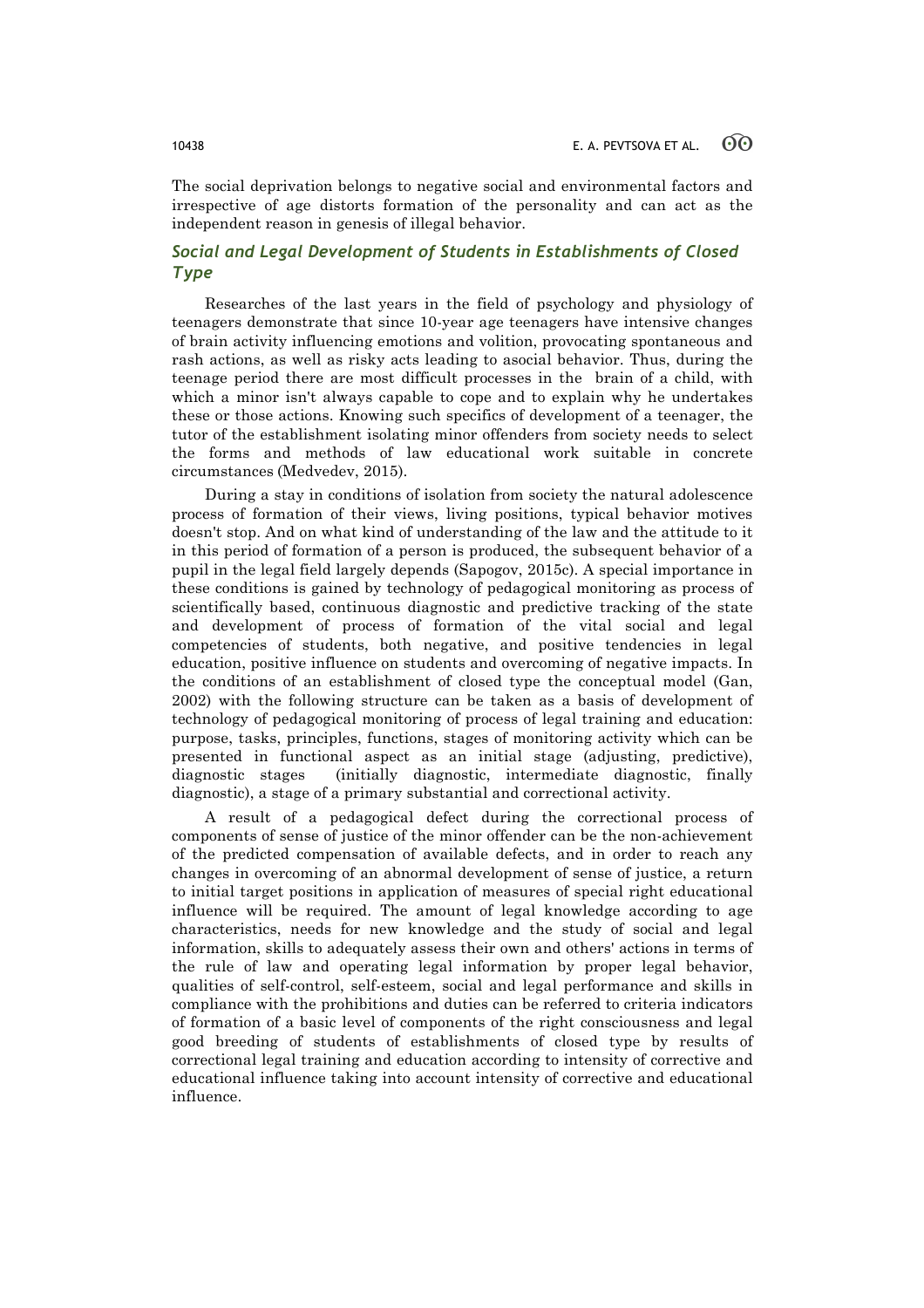The social deprivation belongs to negative social and environmental factors and irrespective of age distorts formation of the personality and can act as the independent reason in genesis of illegal behavior.

### *Social and Legal Development of Students in Establishments of Closed Type*

Researches of the last years in the field of psychology and physiology of teenagers demonstrate that since 10-year age teenagers have intensive changes of brain activity influencing emotions and volition, provocating spontaneous and rash actions, as well as risky acts leading to asocial behavior. Thus, during the teenage period there are most difficult processes in the brain of a child, with which a minor isn't always capable to cope and to explain why he undertakes these or those actions. Knowing such specifics of development of a teenager, the tutor of the establishment isolating minor offenders from society needs to select the forms and methods of law educational work suitable in concrete circumstances (Medvedev, 2015).

During a stay in conditions of isolation from society the natural adolescence process of formation of their views, living positions, typical behavior motives doesn't stop. And on what kind of understanding of the law and the attitude to it in this period of formation of a person is produced, the subsequent behavior of a pupil in the legal field largely depends (Sapogov, 2015c). A special importance in these conditions is gained by technology of pedagogical monitoring as process of scientifically based, continuous diagnostic and predictive tracking of the state and development of process of formation of the vital social and legal competencies of students, both negative, and positive tendencies in legal education, positive influence on students and overcoming of negative impacts. In the conditions of an establishment of closed type the conceptual model (Gan, 2002) with the following structure can be taken as a basis of development of technology of pedagogical monitoring of process of legal training and education: purpose, tasks, principles, functions, stages of monitoring activity which can be presented in functional aspect as an initial stage (adjusting, predictive), diagnostic stages (initially diagnostic, intermediate diagnostic, finally diagnostic), a stage of a primary substantial and correctional activity.

A result of a pedagogical defect during the correctional process of components of sense of justice of the minor offender can be the non-achievement of the predicted compensation of available defects, and in order to reach any changes in overcoming of an abnormal development of sense of justice, a return to initial target positions in application of measures of special right educational influence will be required. The amount of legal knowledge according to age characteristics, needs for new knowledge and the study of social and legal information, skills to adequately assess their own and others' actions in terms of the rule of law and operating legal information by proper legal behavior, qualities of self-control, self-esteem, social and legal performance and skills in compliance with the prohibitions and duties can be referred to criteria indicators of formation of a basic level of components of the right consciousness and legal good breeding of students of establishments of closed type by results of correctional legal training and education according to intensity of corrective and educational influence taking into account intensity of corrective and educational influence.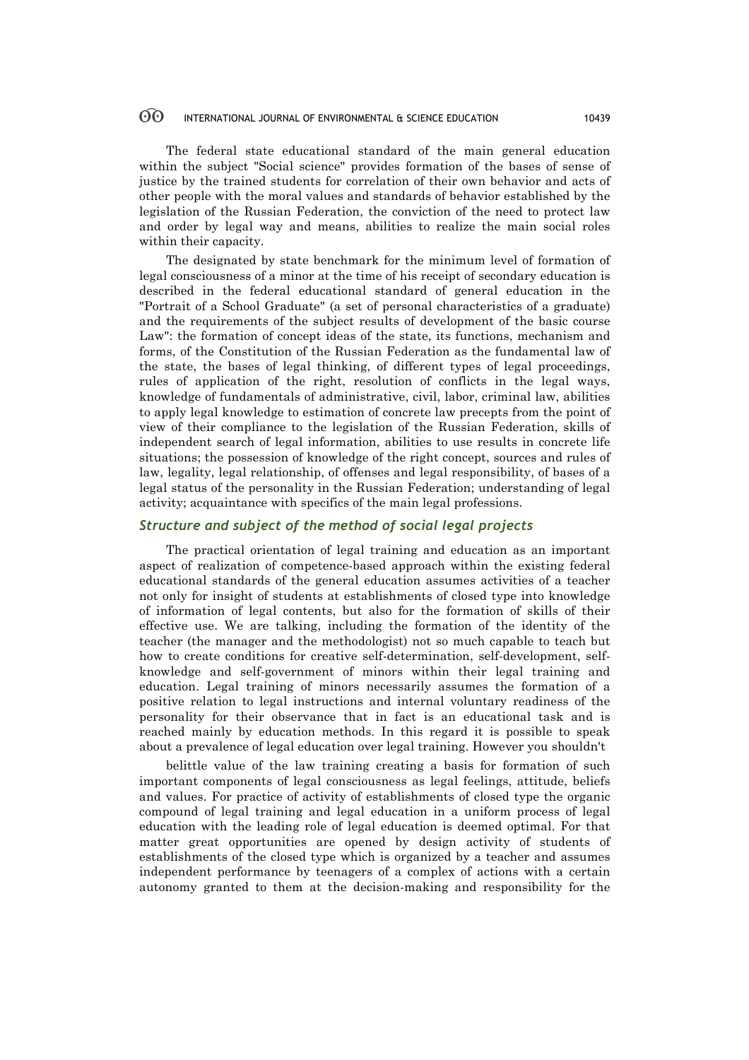The federal state educational standard of the main general education within the subject "Social science" provides formation of the bases of sense of justice by the trained students for correlation of their own behavior and acts of other people with the moral values and standards of behavior established by the legislation of the Russian Federation, the conviction of the need to protect law and order by legal way and means, abilities to realize the main social roles within their capacity.

The designated by state benchmark for the minimum level of formation of legal consciousness of a minor at the time of his receipt of secondary education is described in the federal educational standard of general education in the "Portrait of a School Graduate" (a set of personal characteristics of a graduate) and the requirements of the subject results of development of the basic course Law": the formation of concept ideas of the state, its functions, mechanism and forms, of the Constitution of the Russian Federation as the fundamental law of the state, the bases of legal thinking, of different types of legal proceedings, rules of application of the right, resolution of conflicts in the legal ways, knowledge of fundamentals of administrative, civil, labor, criminal law, abilities to apply legal knowledge to estimation of concrete law precepts from the point of view of their compliance to the legislation of the Russian Federation, skills of independent search of legal information, abilities to use results in concrete life situations; the possession of knowledge of the right concept, sources and rules of law, legality, legal relationship, of offenses and legal responsibility, of bases of a legal status of the personality in the Russian Federation; understanding of legal activity; acquaintance with specifics of the main legal professions.

### *Structure and subject of the method of social legal projects*

The practical orientation of legal training and education as an important aspect of realization of competence-based approach within the existing federal educational standards of the general education assumes activities of a teacher not only for insight of students at establishments of closed type into knowledge of information of legal contents, but also for the formation of skills of their effective use. We are talking, including the formation of the identity of the teacher (the manager and the methodologist) not so much capable to teach but how to create conditions for creative self-determination, self-development, self-knowledge and self-government of minors within their legal training and education. Legal training of minors necessarily assumes the formation of a positive relation to legal instructions and internal voluntary readiness of the personality for their observance that in fact is an educational task and is reached mainly by education methods. In this regard it is possible to speak about a prevalence of legal education over legal training. However you shouldn't belittle value of the law training creating a basis for formation of such important components of legal consciousness as legal feelings, attitude, beliefs and values. For practice of activity of establishments of closed type the organic compound of legal training and legal education in a uniform process of legal education with the leading role of legal education is deemed optimal. For that matter great opportunities are opened by design activity of students of establishments of the closed type which is organized by a teacher and assumes independent performance by teenagers of a complex of actions with a certain autonomy granted to them at the decision-making and responsibility for the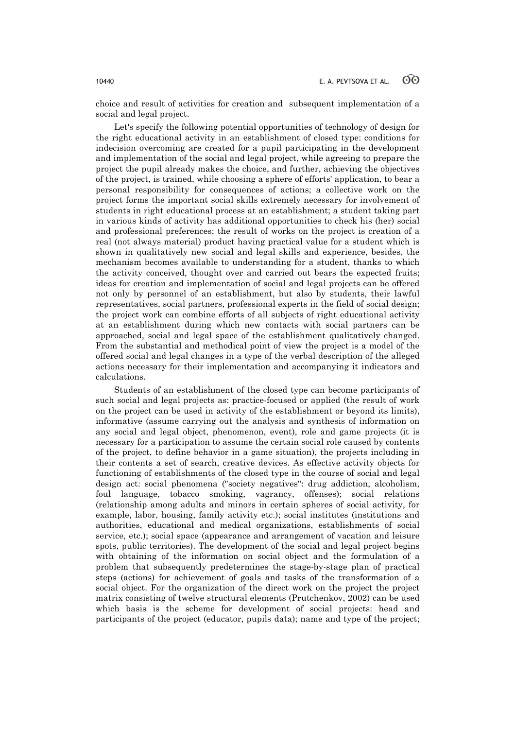choice and result of activities for creation and subsequent implementation of a social and legal project.

Let's specify the following potential opportunities of technology of design for the right educational activity in an establishment of closed type: conditions for indecision overcoming are created for a pupil participating in the development and implementation of the social and legal project, while agreeing to prepare the project the pupil already makes the choice, and further, achieving the objectives of the project, is trained, while choosing a sphere of efforts' application, to bear a personal responsibility for consequences of actions; a collective work on the project forms the important social skills extremely necessary for involvement of students in right educational process at an establishment; a student taking part in various kinds of activity has additional opportunities to check his (her) social and professional preferences; the result of works on the project is creation of a real (not always material) product having practical value for a student which is shown in qualitatively new social and legal skills and experience, besides, the mechanism becomes available to understanding for a student, thanks to which the activity conceived, thought over and carried out bears the expected fruits; ideas for creation and implementation of social and legal projects can be offered not only by personnel of an establishment, but also by students, their lawful representatives, social partners, professional experts in the field of social design; the project work can combine efforts of all subjects of right educational activity at an establishment during which new contacts with social partners can be approached, social and legal space of the establishment qualitatively changed. From the substantial and methodical point of view the project is a model of the offered social and legal changes in a type of the verbal description of the alleged actions necessary for their implementation and accompanying it indicators and calculations.

Students of an establishment of the closed type can become participants of such social and legal projects as: practice-focused or applied (the result of work on the project can be used in activity of the establishment or beyond its limits), informative (assume carrying out the analysis and synthesis of information on any social and legal object, phenomenon, event), role and game projects (it is necessary for a participation to assume the certain social role caused by contents of the project, to define behavior in a game situation), the projects including in their contents a set of search, creative devices. As effective activity objects for functioning of establishments of the closed type in the course of social and legal design act: social phenomena ("society negatives": drug addiction, alcoholism, foul language, tobacco smoking, vagrancy, offenses); social relations (relationship among adults and minors in certain spheres of social activity, for example, labor, housing, family activity etc.); social institutes (institutions and authorities, educational and medical organizations, establishments of social service, etc.); social space (appearance and arrangement of vacation and leisure spots, public territories). The development of the social and legal project begins with obtaining of the information on social object and the formulation of a problem that subsequently predetermines the stage-by-stage plan of practical steps (actions) for achievement of goals and tasks of the transformation of a social object. For the organization of the direct work on the project the project matrix consisting of twelve structural elements (Prutchenkov, 2002) can be used which basis is the scheme for development of social projects: head and participants of the project (educator, pupils data); name and type of the project;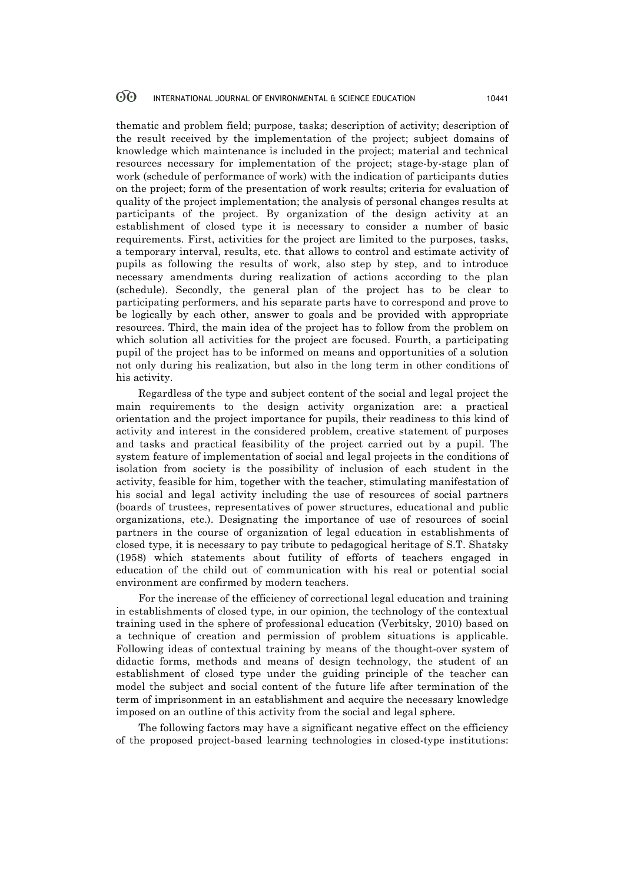thematic and problem field; purpose, tasks; description of activity; description of the result received by the implementation of the project; subject domains of knowledge which maintenance is included in the project; material and technical resources necessary for implementation of the project; stage-by-stage plan of work (schedule of performance of work) with the indication of participants duties on the project; form of the presentation of work results; criteria for evaluation of quality of the project implementation; the analysis of personal changes results at participants of the project. By organization of the design activity at an establishment of closed type it is necessary to consider a number of basic requirements. First, activities for the project are limited to the purposes, tasks, a temporary interval, results, etc. that allows to control and estimate activity of pupils as following the results of work, also step by step, and to introduce necessary amendments during realization of actions according to the plan (schedule). Secondly, the general plan of the project has to be clear to participating performers, and his separate parts have to correspond and prove to be logically by each other, answer to goals and be provided with appropriate resources. Third, the main idea of the project has to follow from the problem on which solution all activities for the project are focused. Fourth, a participating pupil of the project has to be informed on means and opportunities of a solution not only during his realization, but also in the long term in other conditions of his activity.

Regardless of the type and subject content of the social and legal project the main requirements to the design activity organization are: a practical orientation and the project importance for pupils, their readiness to this kind of activity and interest in the considered problem, creative statement of purposes and tasks and practical feasibility of the project carried out by a pupil. The system feature of implementation of social and legal projects in the conditions of isolation from society is the possibility of inclusion of each student in the activity, feasible for him, together with the teacher, stimulating manifestation of his social and legal activity including the use of resources of social partners (boards of trustees, representatives of power structures, educational and public organizations, etc.). Designating the importance of use of resources of social partners in the course of organization of legal education in establishments of closed type, it is necessary to pay tribute to pedagogical heritage of S.T. Shatsky (1958) which statements about futility of efforts of teachers engaged in education of the child out of communication with his real or potential social environment are confirmed by modern teachers.

For the increase of the efficiency of correctional legal education and training in establishments of closed type, in our opinion, the technology of the contextual training used in the sphere of professional education (Verbitsky, 2010) based on a technique of creation and permission of problem situations is applicable. Following ideas of contextual training by means of the thought-over system of didactic forms, methods and means of design technology, the student of an establishment of closed type under the guiding principle of the teacher can model the subject and social content of the future life after termination of the term of imprisonment in an establishment and acquire the necessary knowledge imposed on an outline of this activity from the social and legal sphere.

The following factors may have a significant negative effect on the efficiency of the proposed project-based learning technologies in closed-type institutions: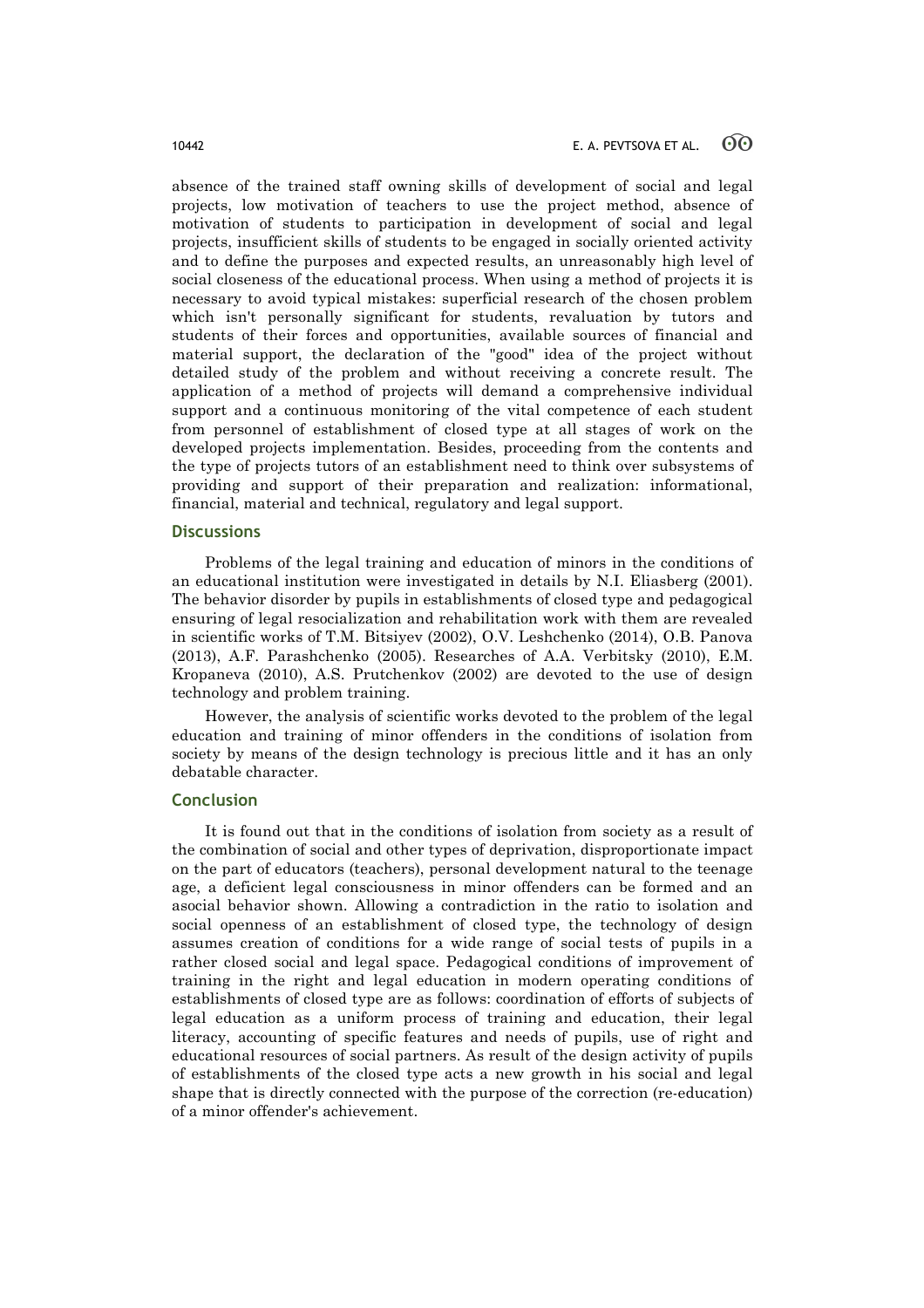absence of the trained staff owning skills of development of social and legal projects, low motivation of teachers to use the project method, absence of motivation of students to participation in development of social and legal projects, insufficient skills of students to be engaged in socially oriented activity and to define the purposes and expected results, an unreasonably high level of social closeness of the educational process. When using a method of projects it is necessary to avoid typical mistakes: superficial research of the chosen problem which isn't personally significant for students, revaluation by tutors and students of their forces and opportunities, available sources of financial and material support, the declaration of the "good" idea of the project without detailed study of the problem and without receiving a concrete result. The application of a method of projects will demand a comprehensive individual support and a continuous monitoring of the vital competence of each student from personnel of establishment of closed type at all stages of work on the developed projects implementation. Besides, proceeding from the contents and the type of projects tutors of an establishment need to think over subsystems of providing and support of their preparation and realization: informational, financial, material and technical, regulatory and legal support.

## Discussions

Problems of the legal training and education of minors in the conditions of an educational institution were investigated in details by N.I. Eliasberg (2001). The behavior disorder by pupils in establishments of closed type and pedagogical ensuring of legal resocialization and rehabilitation work with them are revealed in scientific works of T.M. Bitsiyev (2002), O.V. Leshchenko (2014), O.B. Panova (2013), A.F. Parashchenko (2005). Researches of A.A. Verbitsky (2010), E.M. Kropaneva (2010), A.S. Prutchenkov (2002) are devoted to the use of design technology and problem training.

However, the analysis of scientific works devoted to the problem of the legal education and training of minor offenders in the conditions of isolation from society by means of the design technology is precious little and it has an only debatable character.

## Conclusion

It is found out that in the conditions of isolation from society as a result of the combination of social and other types of deprivation, disproportionate impact on the part of educators (teachers), personal development natural to the teenage age, a deficient legal consciousness in minor offenders can be formed and an asocial behavior shown. Allowing a contradiction in the ratio to isolation and social openness of an establishment of closed type, the technology of design assumes creation of conditions for a wide range of social tests of pupils in a rather closed social and legal space. Pedagogical conditions of improvement of training in the right and legal education in modern operating conditions of establishments of closed type are as follows: coordination of efforts of subjects of legal education as a uniform process of training and education, their legal literacy, accounting of specific features and needs of pupils, use of right and educational resources of social partners. As result of the design activity of pupils of establishments of the closed type acts a new growth in his social and legal shape that is directly connected with the purpose of the correction (re-education) of a minor offender's achievement.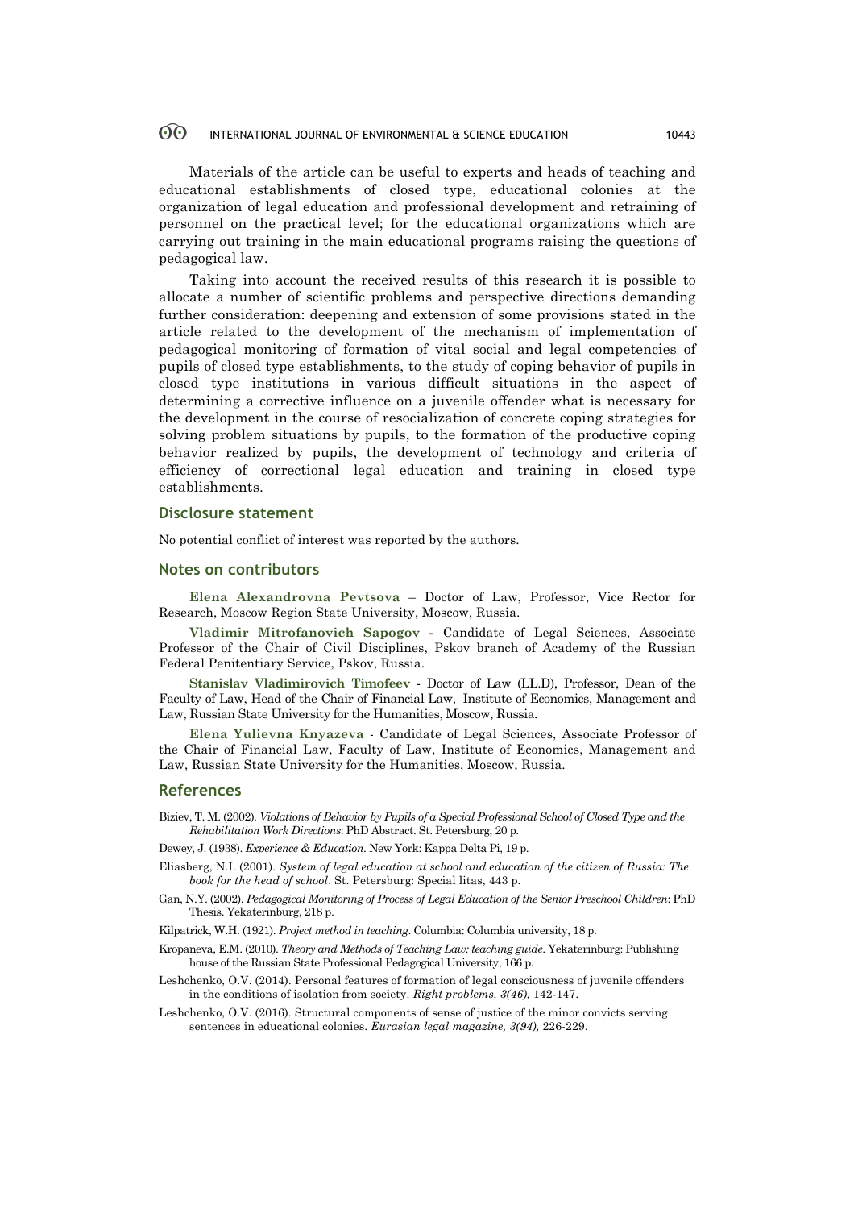Materials of the article can be useful to experts and heads of teaching and educational establishments of closed type, educational colonies at the organization of legal education and professional development and retraining of personnel on the practical level; for the educational organizations which are carrying out training in the main educational programs raising the questions of pedagogical law.

Taking into account the received results of this research it is possible to allocate a number of scientific problems and perspective directions demanding further consideration: deepening and extension of some provisions stated in the article related to the development of the mechanism of implementation of pedagogical monitoring of formation of vital social and legal competencies of pupils of closed type establishments, to the study of coping behavior of pupils in closed type institutions in various difficult situations in the aspect of determining a corrective influence on a juvenile offender what is necessary for the development in the course of resocialization of concrete coping strategies for solving problem situations by pupils, to the formation of the productive coping behavior realized by pupils, the development of technology and criteria of efficiency of correctional legal education and training in closed type establishments.

## Disclosure statement

No potential conflict of interest was reported by the authors.

## Notes on contributors

**Elena Alexandrovna Pevtsova** – Doctor of Law, Professor, Vice Rector for Research, Moscow Region State University, Moscow, Russia.

**Vladimir Mitrofanovich Sapogov** - Candidate of Legal Sciences, Associate Professor of the Chair of Civil Disciplines, Pskov branch of Academy of the Russian Federal Penitentiary Service, Pskov, Russia.

**Stanislav Vladimirovich Timofeev** - Doctor of Law (LL.D), Professor, Dean of the Faculty of Law, Head of the Chair of Financial Law, Institute of Economics, Management and Law, Russian State University for the Humanities, Moscow, Russia.

**Elena Yulievna Knyazeva** - Candidate of Legal Sciences, Associate Professor of the Chair of Financial Law, Faculty of Law, Institute of Economics, Management and Law, Russian State University for the Humanities, Moscow, Russia.

## References

Biziev, T. M. (2002). *Violations of Behavior by Pupils of a Special Professional School of Closed Type and the Rehabilitation Work Directions*: PhD Abstract. St. Petersburg, 20 p.

Dewey, J. (1938). *Experience & Education*. New York: Kappa Delta Pi, 19 p.

Eliasberg, N.I. (2001). *System of legal education at school and education of the citizen of Russia: The book for the head of school*. St. Petersburg: Special litas, 443 p.

Gan, N.Y. (2002). *Pedagogical Monitoring of Process of Legal Education of the Senior Preschool Children*: PhD Thesis. Yekaterinburg, 218 p.

Kilpatrick, W.H. (1921). *Project method in teaching*. Columbia: Columbia university, 18 p.

Kropaneva, E.M. (2010). *Theory and Methods of Teaching Law: teaching guide*. Yekaterinburg: Publishing house of the Russian State Professional Pedagogical University, 166 p.

Leshchenko, O.V. (2014). Personal features of formation of legal consciousness of juvenile offenders in the conditions of isolation from society. *Right problems, 3(46),* 142-147.

Leshchenko, O.V. (2016). Structural components of sense of justice of the minor convicts serving sentences in educational colonies. *Eurasian legal magazine, 3(94),* 226-229.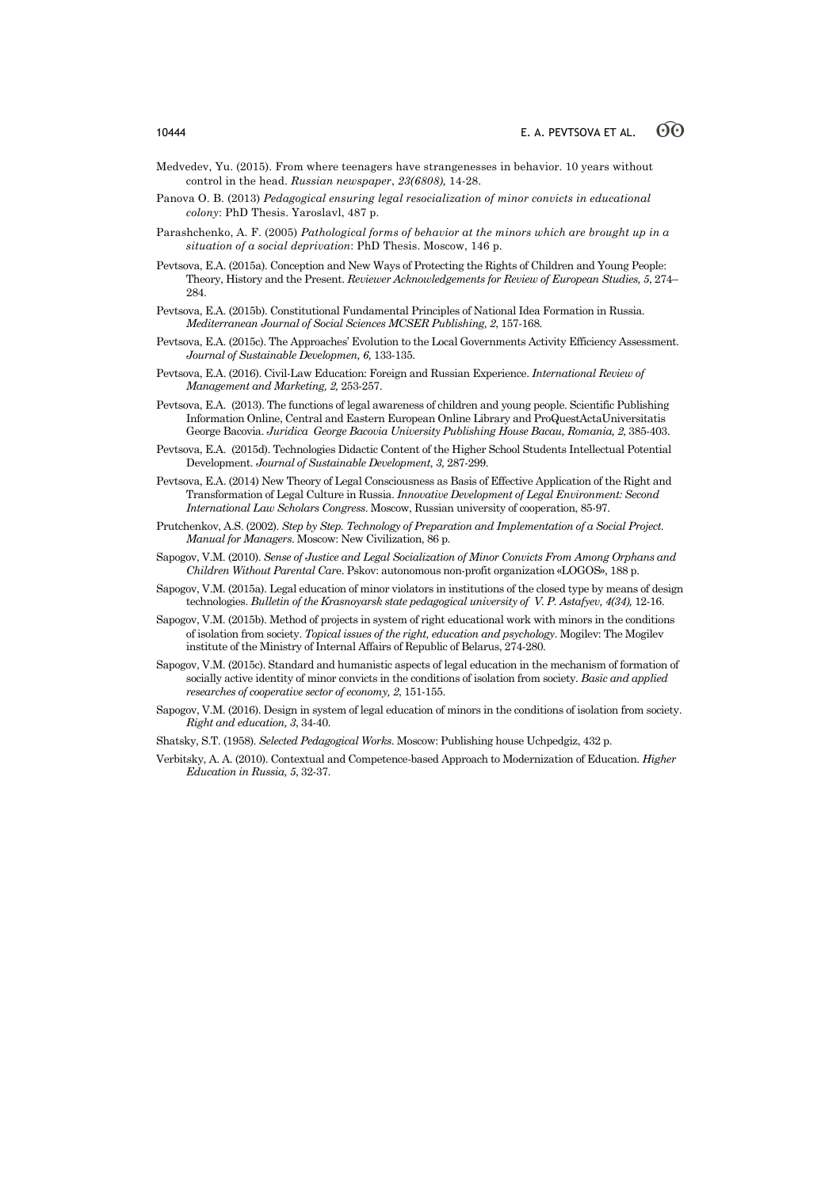Medvedev, Yu. (2015). From where teenagers have strangenesses in behavior. 10 years without control in the head. *Russian newspaper*, *23(6808),* 14-28.

Panova O. B. (2013) *Pedagogical ensuring legal resocialization of minor convicts in educational colony*: PhD Thesis. Yaroslavl, 487 p.

Parashchenko, A. F. (2005) *Pathological forms of behavior at the minors which are brought up in a situation of a social deprivation*: PhD Thesis. Moscow, 146 p.

Pevtsova, E.A. (2015a). Conception and New Ways of Protecting the Rights of Children and Young People: Theory, History and the Present. *Reviewer Acknowledgements for Review of European Studies, 5*, 274–284.

Pevtsova, E.A. (2015b). Constitutional Fundamental Principles of National Idea Formation in Russia. *Mediterranean Journal of Social Sciences MCSER Publishing, 2*, 157-168.

Pevtsova, E.A. (2015c). The Approaches' Evolution to the Local Governments Activity Efficiency Assessment. *Journal of Sustainable Developmen, 6,* 133-135.

Pevtsova, E.A. (2016). Civil-Law Education: Foreign and Russian Experience. *International Review of Management and Marketing, 2,* 253-257.

Pevtsova, E.A. (2013). The functions of legal awareness of children and young people. Scientific Publishing Information Online, Central and Eastern European Online Library and ProQuestActaUniversitatis George Bacovia. *Juridica George Bacovia University Publishing House Bacau, Romania, 2*, 385-403.

Pevtsova, E.A. (2015d). Technologies Didactic Content of the Higher School Students Intellectual Potential Development. *Journal of Sustainable Development, 3*, 287-299.

Pevtsova, E.A. (2014) New Theory of Legal Consciousness as Basis of Effective Application of the Right and Transformation of Legal Culture in Russia. *Innovative Development of Legal Environment: Second International Law Scholars Congress*. Moscow, Russian university of cooperation, 85-97.

Prutchenkov, A.S. (2002). *Step by Step. Technology of Preparation and Implementation of a Social Project. Manual for Managers*. Moscow: New Civilization, 86 p.

Sapogov, V.M. (2010). *Sense of Justice and Legal Socialization of Minor Convicts From Among Orphans and Children Without Parental Car*e. Pskov: autonomous non-profit organization «LOGOS», 188 p.

Sapogov, V.M. (2015a). Legal education of minor violators in institutions of the closed type by means of design technologies. *Bulletin of the Krasnoyarsk state pedagogical university of V. P. Astafyev, 4(34),* 12-16.

Sapogov, V.M. (2015b). Method of projects in system of right educational work with minors in the conditions of isolation from society. *Topical issues of the right, education and psychology*. Mogilev: The Mogilev institute of the Ministry of Internal Affairs of Republic of Belarus, 274-280.

Sapogov, V.M. (2015c). Standard and humanistic aspects of legal education in the mechanism of formation of socially active identity of minor convicts in the conditions of isolation from society. *Basic and applied researches of cooperative sector of economy, 2*, 151-155.

Sapogov, V.M. (2016). Design in system of legal education of minors in the conditions of isolation from society. *Right and education, 3*, 34-40.

Shatsky, S.T. (1958). *Selected Pedagogical Works*. Moscow: Publishing house Uchpedgiz, 432 p.

Verbitsky, A. A. (2010). Contextual and Competence-based Approach to Modernization of Education. *Higher Education in Russia, 5*, 32-37.